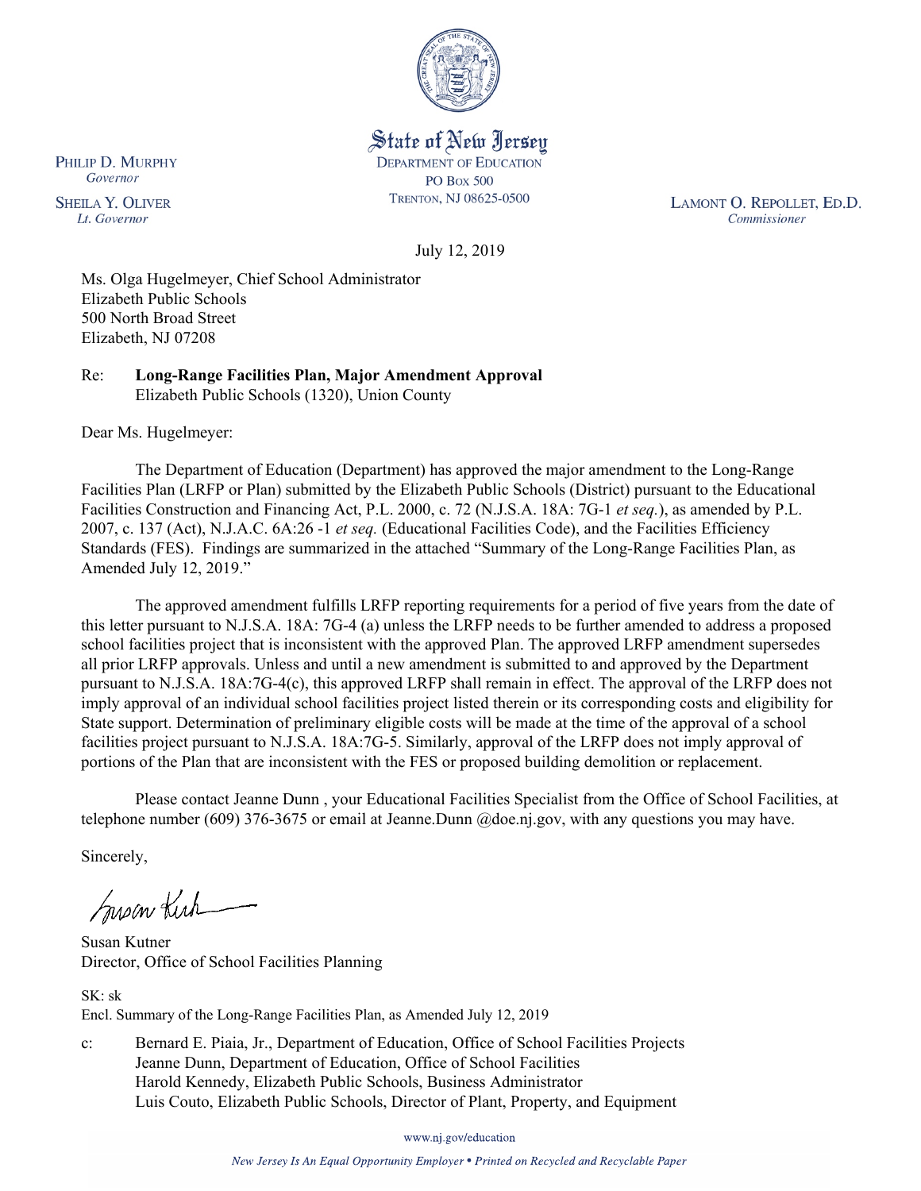State of New Jersey
DEPARTMENT OF EDUCATION
PO Box 500
TRENTON, NJ 08625-0500

PHILIP D. MURPHY
*Governor*

SHEILA Y. OLIVER
*Lt. Governor*

LAMONT O. REPOLLET, ED.D.
*Commissioner*

July 12, 2019

Ms. Olga Hugelmeyer, Chief School Administrator
Elizabeth Public Schools
500 North Broad Street
Elizabeth, NJ 07208

Re: **Long-Range Facilities Plan, Major Amendment Approval**
Elizabeth Public Schools (1320), Union County

Dear Ms. Hugelmeyer:

The Department of Education (Department) has approved the major amendment to the Long-Range Facilities Plan (LRFP or Plan) submitted by the Elizabeth Public Schools (District) pursuant to the Educational Facilities Construction and Financing Act, P.L. 2000, c. 72 (N.J.S.A. 18A: 7G-1 *et seq.*), as amended by P.L. 2007, c. 137 (Act), N.J.A.C. 6A:26 -1 *et seq.* (Educational Facilities Code), and the Facilities Efficiency Standards (FES). Findings are summarized in the attached "Summary of the Long-Range Facilities Plan, as Amended July 12, 2019."

The approved amendment fulfills LRFP reporting requirements for a period of five years from the date of this letter pursuant to N.J.S.A. 18A: 7G-4 (a) unless the LRFP needs to be further amended to address a proposed school facilities project that is inconsistent with the approved Plan. The approved LRFP amendment supersedes all prior LRFP approvals. Unless and until a new amendment is submitted to and approved by the Department pursuant to N.J.S.A. 18A:7G-4(c), this approved LRFP shall remain in effect. The approval of the LRFP does not imply approval of an individual school facilities project listed therein or its corresponding costs and eligibility for State support. Determination of preliminary eligible costs will be made at the time of the approval of a school facilities project pursuant to N.J.S.A. 18A:7G-5. Similarly, approval of the LRFP does not imply approval of portions of the Plan that are inconsistent with the FES or proposed building demolition or replacement.

Please contact Jeanne Dunn , your Educational Facilities Specialist from the Office of School Facilities, at telephone number (609) 376-3675 or email at Jeanne.Dunn @doe.nj.gov, with any questions you may have.

Sincerely,

Susan Kutner
Director, Office of School Facilities Planning

SK: sk
Encl. Summary of the Long-Range Facilities Plan, as Amended July 12, 2019

c: Bernard E. Piaia, Jr., Department of Education, Office of School Facilities Projects
Jeanne Dunn, Department of Education, Office of School Facilities
Harold Kennedy, Elizabeth Public Schools, Business Administrator
Luis Couto, Elizabeth Public Schools, Director of Plant, Property, and Equipment

www.nj.gov/education

*New Jersey Is An Equal Opportunity Employer • Printed on Recycled and Recyclable Paper*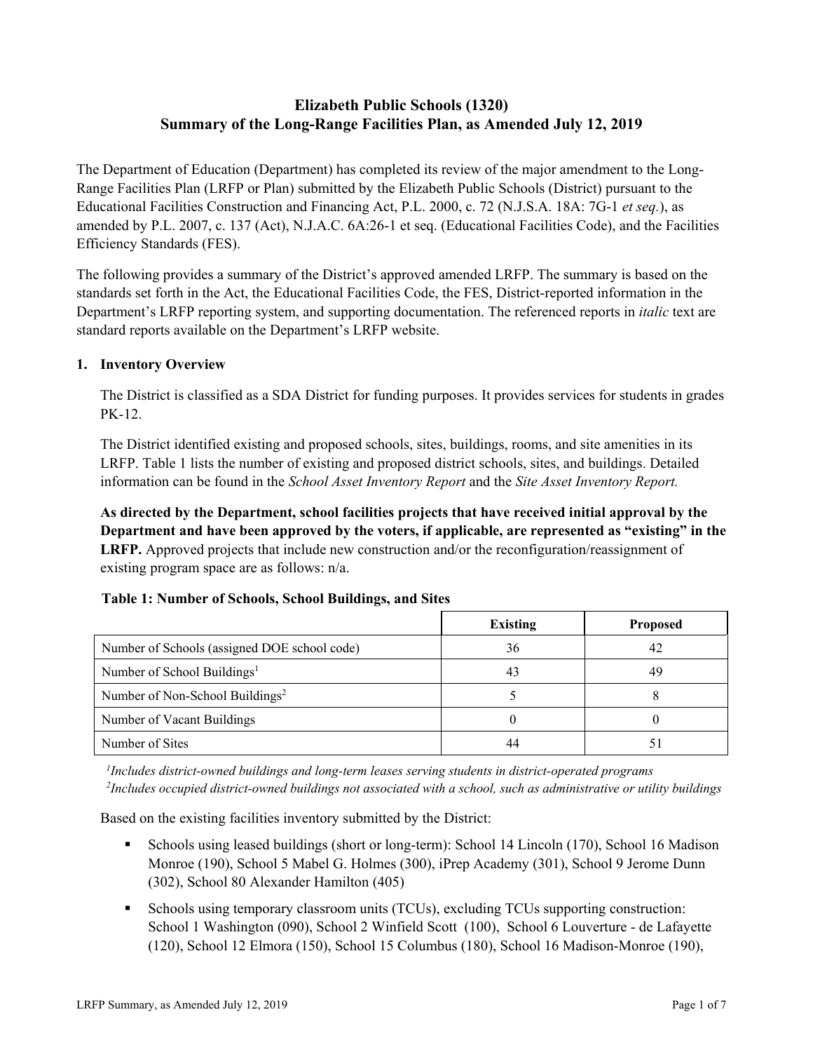# Elizabeth Public Schools (1320)
# Summary of the Long-Range Facilities Plan, as Amended July 12, 2019

The Department of Education (Department) has completed its review of the major amendment to the Long-Range Facilities Plan (LRFP or Plan) submitted by the Elizabeth Public Schools (District) pursuant to the Educational Facilities Construction and Financing Act, P.L. 2000, c. 72 (N.J.S.A. 18A: 7G-1 *et seq.*), as amended by P.L. 2007, c. 137 (Act), N.J.A.C. 6A:26-1 et seq. (Educational Facilities Code), and the Facilities Efficiency Standards (FES).

The following provides a summary of the District's approved amended LRFP. The summary is based on the standards set forth in the Act, the Educational Facilities Code, the FES, District-reported information in the Department's LRFP reporting system, and supporting documentation. The referenced reports in *italic* text are standard reports available on the Department's LRFP website.

## 1. Inventory Overview

The District is classified as a SDA District for funding purposes. It provides services for students in grades PK-12.

The District identified existing and proposed schools, sites, buildings, rooms, and site amenities in its LRFP. Table 1 lists the number of existing and proposed district schools, sites, and buildings. Detailed information can be found in the *School Asset Inventory Report* and the *Site Asset Inventory Report.*

**As directed by the Department, school facilities projects that have received initial approval by the Department and have been approved by the voters, if applicable, are represented as "existing" in the LRFP.** Approved projects that include new construction and/or the reconfiguration/reassignment of existing program space are as follows: n/a.

**Table 1: Number of Schools, School Buildings, and Sites**

| | Existing | Proposed |
|---|---|---|
| Number of Schools (assigned DOE school code) | 36 | 42 |
| Number of School Buildings[1] | 43 | 49 |
| Number of Non-School Buildings[2] | 5 | 8 |
| Number of Vacant Buildings | 0 | 0 |
| Number of Sites | 44 | 51 |

*[1]Includes district-owned buildings and long-term leases serving students in district-operated programs*
*[2]Includes occupied district-owned buildings not associated with a school, such as administrative or utility buildings*

Based on the existing facilities inventory submitted by the District:

- Schools using leased buildings (short or long-term): School 14 Lincoln (170), School 16 Madison Monroe (190), School 5 Mabel G. Holmes (300), iPrep Academy (301), School 9 Jerome Dunn (302), School 80 Alexander Hamilton (405)
- Schools using temporary classroom units (TCUs), excluding TCUs supporting construction: School 1 Washington (090), School 2 Winfield Scott (100), School 6 Louverture - de Lafayette (120), School 12 Elmora (150), School 15 Columbus (180), School 16 Madison-Monroe (190),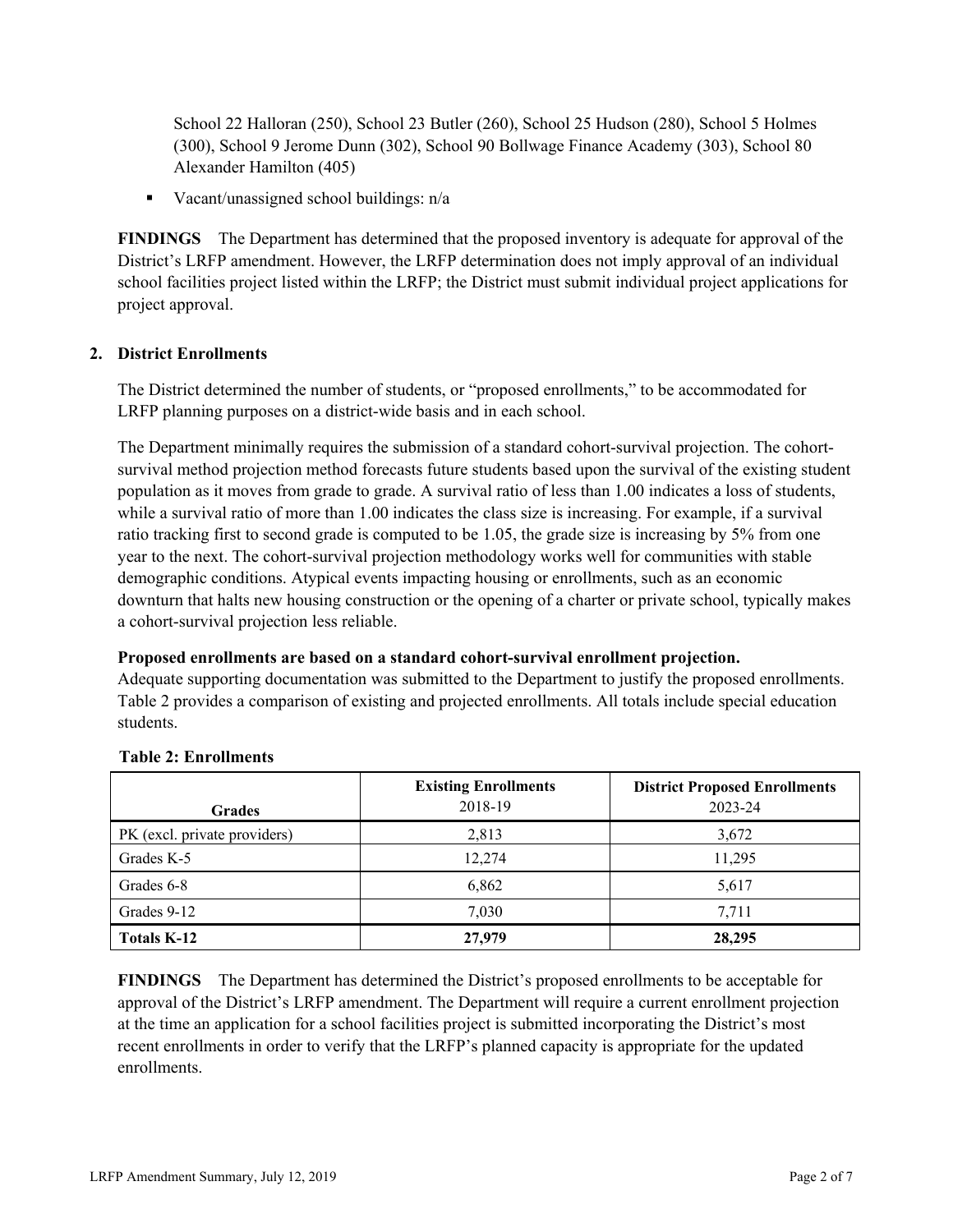School 22 Halloran (250), School 23 Butler (260), School 25 Hudson (280), School 5 Holmes (300), School 9 Jerome Dunn (302), School 90 Bollwage Finance Academy (303), School 80 Alexander Hamilton (405)

- Vacant/unassigned school buildings: n/a

**FINDINGS** The Department has determined that the proposed inventory is adequate for approval of the District's LRFP amendment. However, the LRFP determination does not imply approval of an individual school facilities project listed within the LRFP; the District must submit individual project applications for project approval.

## 2. District Enrollments

The District determined the number of students, or "proposed enrollments," to be accommodated for LRFP planning purposes on a district-wide basis and in each school.

The Department minimally requires the submission of a standard cohort-survival projection. The cohort-survival method projection method forecasts future students based upon the survival of the existing student population as it moves from grade to grade. A survival ratio of less than 1.00 indicates a loss of students, while a survival ratio of more than 1.00 indicates the class size is increasing. For example, if a survival ratio tracking first to second grade is computed to be 1.05, the grade size is increasing by 5% from one year to the next. The cohort-survival projection methodology works well for communities with stable demographic conditions. Atypical events impacting housing or enrollments, such as an economic downturn that halts new housing construction or the opening of a charter or private school, typically makes a cohort-survival projection less reliable.

**Proposed enrollments are based on a standard cohort-survival enrollment projection.**
Adequate supporting documentation was submitted to the Department to justify the proposed enrollments. Table 2 provides a comparison of existing and projected enrollments. All totals include special education students.

**Table 2: Enrollments**

| Grades | Existing Enrollments 2018-19 | District Proposed Enrollments 2023-24 |
|---|---|---|
| PK (excl. private providers) | 2,813 | 3,672 |
| Grades K-5 | 12,274 | 11,295 |
| Grades 6-8 | 6,862 | 5,617 |
| Grades 9-12 | 7,030 | 7,711 |
| **Totals K-12** | **27,979** | **28,295** |

**FINDINGS** The Department has determined the District's proposed enrollments to be acceptable for approval of the District's LRFP amendment. The Department will require a current enrollment projection at the time an application for a school facilities project is submitted incorporating the District's most recent enrollments in order to verify that the LRFP's planned capacity is appropriate for the updated enrollments.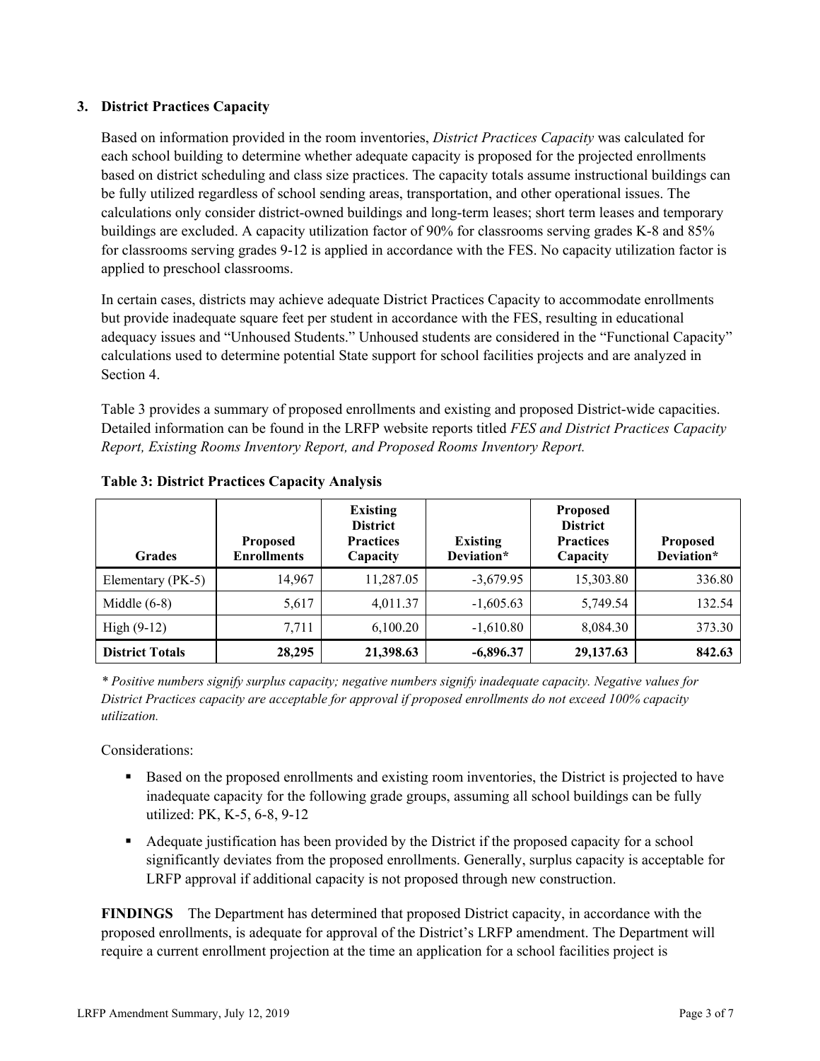### 3. District Practices Capacity

Based on information provided in the room inventories, *District Practices Capacity* was calculated for each school building to determine whether adequate capacity is proposed for the projected enrollments based on district scheduling and class size practices. The capacity totals assume instructional buildings can be fully utilized regardless of school sending areas, transportation, and other operational issues. The calculations only consider district-owned buildings and long-term leases; short term leases and temporary buildings are excluded. A capacity utilization factor of 90% for classrooms serving grades K-8 and 85% for classrooms serving grades 9-12 is applied in accordance with the FES. No capacity utilization factor is applied to preschool classrooms.

In certain cases, districts may achieve adequate District Practices Capacity to accommodate enrollments but provide inadequate square feet per student in accordance with the FES, resulting in educational adequacy issues and "Unhoused Students." Unhoused students are considered in the "Functional Capacity" calculations used to determine potential State support for school facilities projects and are analyzed in Section 4.

Table 3 provides a summary of proposed enrollments and existing and proposed District-wide capacities. Detailed information can be found in the LRFP website reports titled *FES and District Practices Capacity Report, Existing Rooms Inventory Report, and Proposed Rooms Inventory Report.*

**Table 3: District Practices Capacity Analysis**

| Grades | Proposed Enrollments | Existing District Practices Capacity | Existing Deviation* | Proposed District Practices Capacity | Proposed Deviation* |
|---|---|---|---|---|---|
| Elementary (PK-5) | 14,967 | 11,287.05 | -3,679.95 | 15,303.80 | 336.80 |
| Middle (6-8) | 5,617 | 4,011.37 | -1,605.63 | 5,749.54 | 132.54 |
| High (9-12) | 7,711 | 6,100.20 | -1,610.80 | 8,084.30 | 373.30 |
| **District Totals** | **28,295** | **21,398.63** | **-6,896.37** | **29,137.63** | **842.63** |

*\* Positive numbers signify surplus capacity; negative numbers signify inadequate capacity. Negative values for District Practices capacity are acceptable for approval if proposed enrollments do not exceed 100% capacity utilization.*

Considerations:

- Based on the proposed enrollments and existing room inventories, the District is projected to have inadequate capacity for the following grade groups, assuming all school buildings can be fully utilized: PK, K-5, 6-8, 9-12
- Adequate justification has been provided by the District if the proposed capacity for a school significantly deviates from the proposed enrollments. Generally, surplus capacity is acceptable for LRFP approval if additional capacity is not proposed through new construction.

**FINDINGS** The Department has determined that proposed District capacity, in accordance with the proposed enrollments, is adequate for approval of the District's LRFP amendment. The Department will require a current enrollment projection at the time an application for a school facilities project is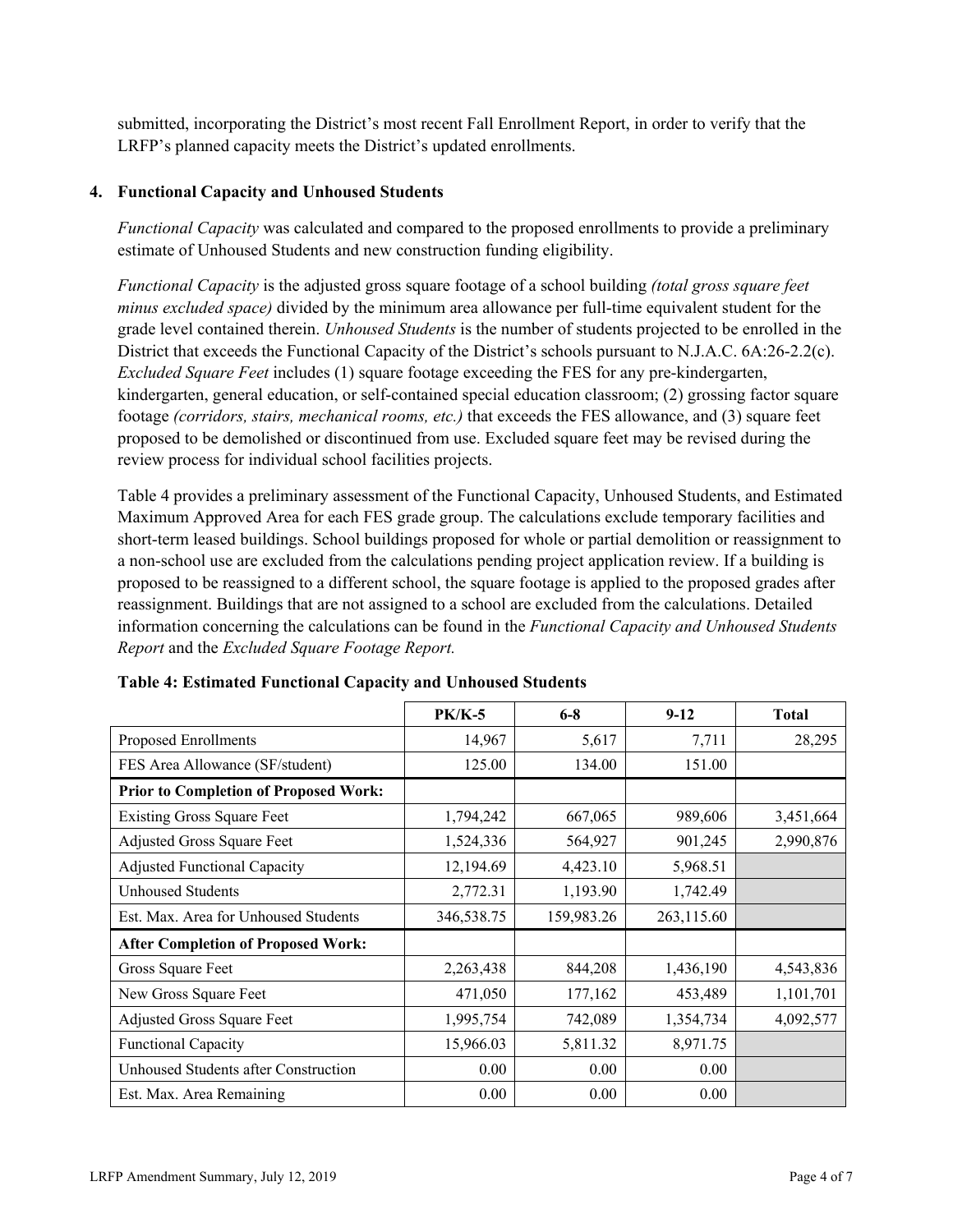submitted, incorporating the District's most recent Fall Enrollment Report, in order to verify that the LRFP's planned capacity meets the District's updated enrollments.

## 4. Functional Capacity and Unhoused Students

*Functional Capacity* was calculated and compared to the proposed enrollments to provide a preliminary estimate of Unhoused Students and new construction funding eligibility.

*Functional Capacity* is the adjusted gross square footage of a school building *(total gross square feet minus excluded space)* divided by the minimum area allowance per full-time equivalent student for the grade level contained therein. *Unhoused Students* is the number of students projected to be enrolled in the District that exceeds the Functional Capacity of the District's schools pursuant to N.J.A.C. 6A:26-2.2(c). *Excluded Square Feet* includes (1) square footage exceeding the FES for any pre-kindergarten, kindergarten, general education, or self-contained special education classroom; (2) grossing factor square footage *(corridors, stairs, mechanical rooms, etc.)* that exceeds the FES allowance, and (3) square feet proposed to be demolished or discontinued from use. Excluded square feet may be revised during the review process for individual school facilities projects.

Table 4 provides a preliminary assessment of the Functional Capacity, Unhoused Students, and Estimated Maximum Approved Area for each FES grade group. The calculations exclude temporary facilities and short-term leased buildings. School buildings proposed for whole or partial demolition or reassignment to a non-school use are excluded from the calculations pending project application review. If a building is proposed to be reassigned to a different school, the square footage is applied to the proposed grades after reassignment. Buildings that are not assigned to a school are excluded from the calculations. Detailed information concerning the calculations can be found in the *Functional Capacity and Unhoused Students Report* and the *Excluded Square Footage Report.*

**Table 4: Estimated Functional Capacity and Unhoused Students**

| | PK/K-5 | 6-8 | 9-12 | Total |
|---|---|---|---|---|
| Proposed Enrollments | 14,967 | 5,617 | 7,711 | 28,295 |
| FES Area Allowance (SF/student) | 125.00 | 134.00 | 151.00 | |
| **Prior to Completion of Proposed Work:** | | | | |
| Existing Gross Square Feet | 1,794,242 | 667,065 | 989,606 | 3,451,664 |
| Adjusted Gross Square Feet | 1,524,336 | 564,927 | 901,245 | 2,990,876 |
| Adjusted Functional Capacity | 12,194.69 | 4,423.10 | 5,968.51 | |
| Unhoused Students | 2,772.31 | 1,193.90 | 1,742.49 | |
| Est. Max. Area for Unhoused Students | 346,538.75 | 159,983.26 | 263,115.60 | |
| **After Completion of Proposed Work:** | | | | |
| Gross Square Feet | 2,263,438 | 844,208 | 1,436,190 | 4,543,836 |
| New Gross Square Feet | 471,050 | 177,162 | 453,489 | 1,101,701 |
| Adjusted Gross Square Feet | 1,995,754 | 742,089 | 1,354,734 | 4,092,577 |
| Functional Capacity | 15,966.03 | 5,811.32 | 8,971.75 | |
| Unhoused Students after Construction | 0.00 | 0.00 | 0.00 | |
| Est. Max. Area Remaining | 0.00 | 0.00 | 0.00 | |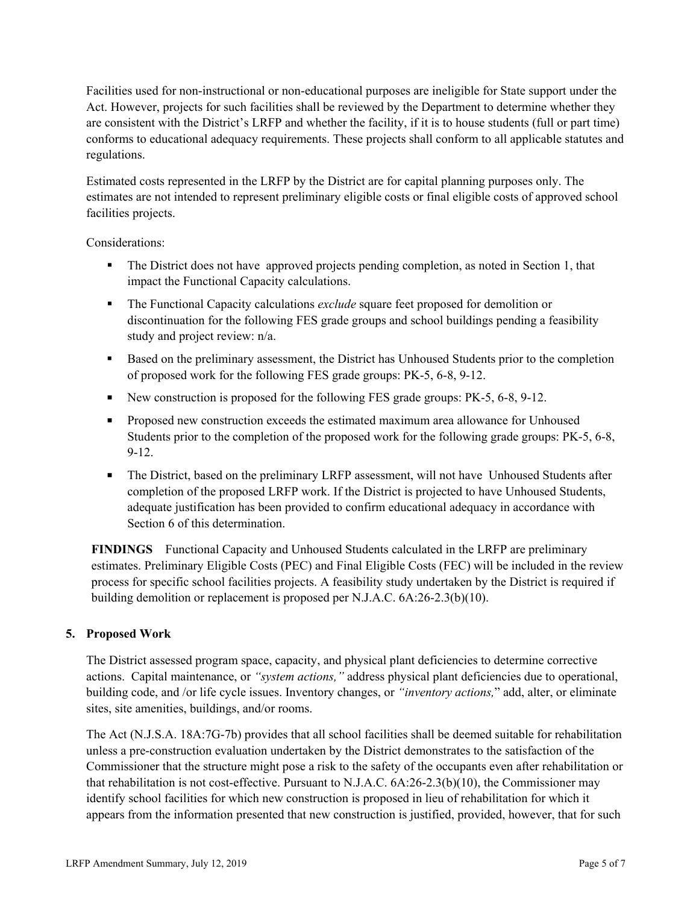Facilities used for non-instructional or non-educational purposes are ineligible for State support under the Act. However, projects for such facilities shall be reviewed by the Department to determine whether they are consistent with the District's LRFP and whether the facility, if it is to house students (full or part time) conforms to educational adequacy requirements. These projects shall conform to all applicable statutes and regulations.

Estimated costs represented in the LRFP by the District are for capital planning purposes only. The estimates are not intended to represent preliminary eligible costs or final eligible costs of approved school facilities projects.

Considerations:

- The District does not have approved projects pending completion, as noted in Section 1, that impact the Functional Capacity calculations.
- The Functional Capacity calculations *exclude* square feet proposed for demolition or discontinuation for the following FES grade groups and school buildings pending a feasibility study and project review: n/a.
- Based on the preliminary assessment, the District has Unhoused Students prior to the completion of proposed work for the following FES grade groups: PK-5, 6-8, 9-12.
- New construction is proposed for the following FES grade groups: PK-5, 6-8, 9-12.
- Proposed new construction exceeds the estimated maximum area allowance for Unhoused Students prior to the completion of the proposed work for the following grade groups: PK-5, 6-8, 9-12.
- The District, based on the preliminary LRFP assessment, will not have Unhoused Students after completion of the proposed LRFP work. If the District is projected to have Unhoused Students, adequate justification has been provided to confirm educational adequacy in accordance with Section 6 of this determination.

**FINDINGS** Functional Capacity and Unhoused Students calculated in the LRFP are preliminary estimates. Preliminary Eligible Costs (PEC) and Final Eligible Costs (FEC) will be included in the review process for specific school facilities projects. A feasibility study undertaken by the District is required if building demolition or replacement is proposed per N.J.A.C. 6A:26-2.3(b)(10).

## 5. Proposed Work

The District assessed program space, capacity, and physical plant deficiencies to determine corrective actions. Capital maintenance, or *"system actions,"* address physical plant deficiencies due to operational, building code, and /or life cycle issues. Inventory changes, or *"inventory actions,"* add, alter, or eliminate sites, site amenities, buildings, and/or rooms.

The Act (N.J.S.A. 18A:7G-7b) provides that all school facilities shall be deemed suitable for rehabilitation unless a pre-construction evaluation undertaken by the District demonstrates to the satisfaction of the Commissioner that the structure might pose a risk to the safety of the occupants even after rehabilitation or that rehabilitation is not cost-effective. Pursuant to N.J.A.C. 6A:26-2.3(b)(10), the Commissioner may identify school facilities for which new construction is proposed in lieu of rehabilitation for which it appears from the information presented that new construction is justified, provided, however, that for such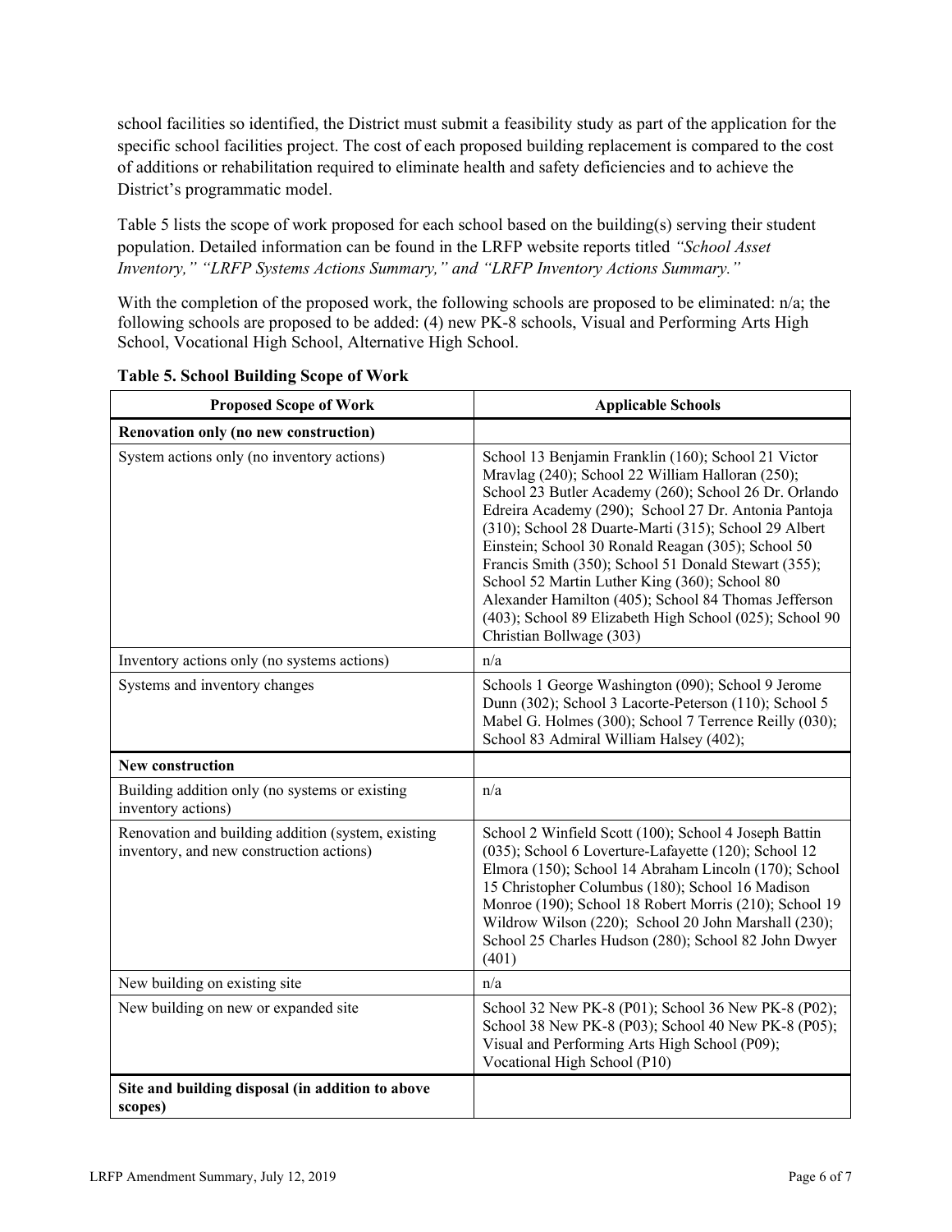school facilities so identified, the District must submit a feasibility study as part of the application for the specific school facilities project. The cost of each proposed building replacement is compared to the cost of additions or rehabilitation required to eliminate health and safety deficiencies and to achieve the District's programmatic model.

Table 5 lists the scope of work proposed for each school based on the building(s) serving their student population. Detailed information can be found in the LRFP website reports titled *"School Asset Inventory," "LRFP Systems Actions Summary," and "LRFP Inventory Actions Summary."*

With the completion of the proposed work, the following schools are proposed to be eliminated: n/a; the following schools are proposed to be added: (4) new PK-8 schools, Visual and Performing Arts High School, Vocational High School, Alternative High School.

**Table 5. School Building Scope of Work**

| Proposed Scope of Work | Applicable Schools |
|---|---|
| **Renovation only (no new construction)** | |
| System actions only (no inventory actions) | School 13 Benjamin Franklin (160); School 21 Victor Mravlag (240); School 22 William Halloran (250); School 23 Butler Academy (260); School 26 Dr. Orlando Edreira Academy (290); School 27 Dr. Antonia Pantoja (310); School 28 Duarte-Marti (315); School 29 Albert Einstein; School 30 Ronald Reagan (305); School 50 Francis Smith (350); School 51 Donald Stewart (355); School 52 Martin Luther King (360); School 80 Alexander Hamilton (405); School 84 Thomas Jefferson (403); School 89 Elizabeth High School (025); School 90 Christian Bollwage (303) |
| Inventory actions only (no systems actions) | n/a |
| Systems and inventory changes | Schools 1 George Washington (090); School 9 Jerome Dunn (302); School 3 Lacorte-Peterson (110); School 5 Mabel G. Holmes (300); School 7 Terrence Reilly (030); School 83 Admiral William Halsey (402); |
| **New construction** | |
| Building addition only (no systems or existing inventory actions) | n/a |
| Renovation and building addition (system, existing inventory, and new construction actions) | School 2 Winfield Scott (100); School 4 Joseph Battin (035); School 6 Loverture-Lafayette (120); School 12 Elmora (150); School 14 Abraham Lincoln (170); School 15 Christopher Columbus (180); School 16 Madison Monroe (190); School 18 Robert Morris (210); School 19 Wildrow Wilson (220); School 20 John Marshall (230); School 25 Charles Hudson (280); School 82 John Dwyer (401) |
| New building on existing site | n/a |
| New building on new or expanded site | School 32 New PK-8 (P01); School 36 New PK-8 (P02); School 38 New PK-8 (P03); School 40 New PK-8 (P05); Visual and Performing Arts High School (P09); Vocational High School (P10) |
| **Site and building disposal (in addition to above scopes)** | |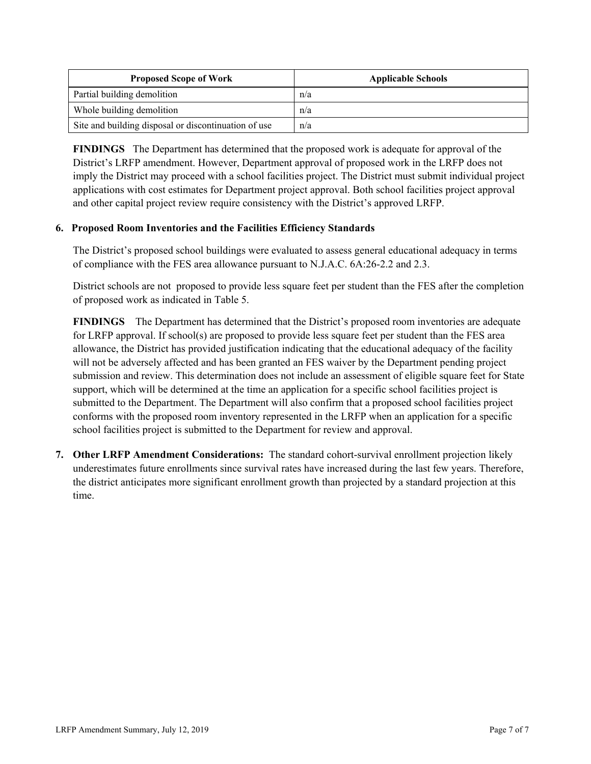| Proposed Scope of Work | Applicable Schools |
|---|---|
| Partial building demolition | n/a |
| Whole building demolition | n/a |
| Site and building disposal or discontinuation of use | n/a |

**FINDINGS** The Department has determined that the proposed work is adequate for approval of the District's LRFP amendment. However, Department approval of proposed work in the LRFP does not imply the District may proceed with a school facilities project. The District must submit individual project applications with cost estimates for Department project approval. Both school facilities project approval and other capital project review require consistency with the District's approved LRFP.

**6. Proposed Room Inventories and the Facilities Efficiency Standards**

The District's proposed school buildings were evaluated to assess general educational adequacy in terms of compliance with the FES area allowance pursuant to N.J.A.C. 6A:26-2.2 and 2.3.

District schools are not proposed to provide less square feet per student than the FES after the completion of proposed work as indicated in Table 5.

**FINDINGS** The Department has determined that the District's proposed room inventories are adequate for LRFP approval. If school(s) are proposed to provide less square feet per student than the FES area allowance, the District has provided justification indicating that the educational adequacy of the facility will not be adversely affected and has been granted an FES waiver by the Department pending project submission and review. This determination does not include an assessment of eligible square feet for State support, which will be determined at the time an application for a specific school facilities project is submitted to the Department. The Department will also confirm that a proposed school facilities project conforms with the proposed room inventory represented in the LRFP when an application for a specific school facilities project is submitted to the Department for review and approval.

**7. Other LRFP Amendment Considerations:** The standard cohort-survival enrollment projection likely underestimates future enrollments since survival rates have increased during the last few years. Therefore, the district anticipates more significant enrollment growth than projected by a standard projection at this time.